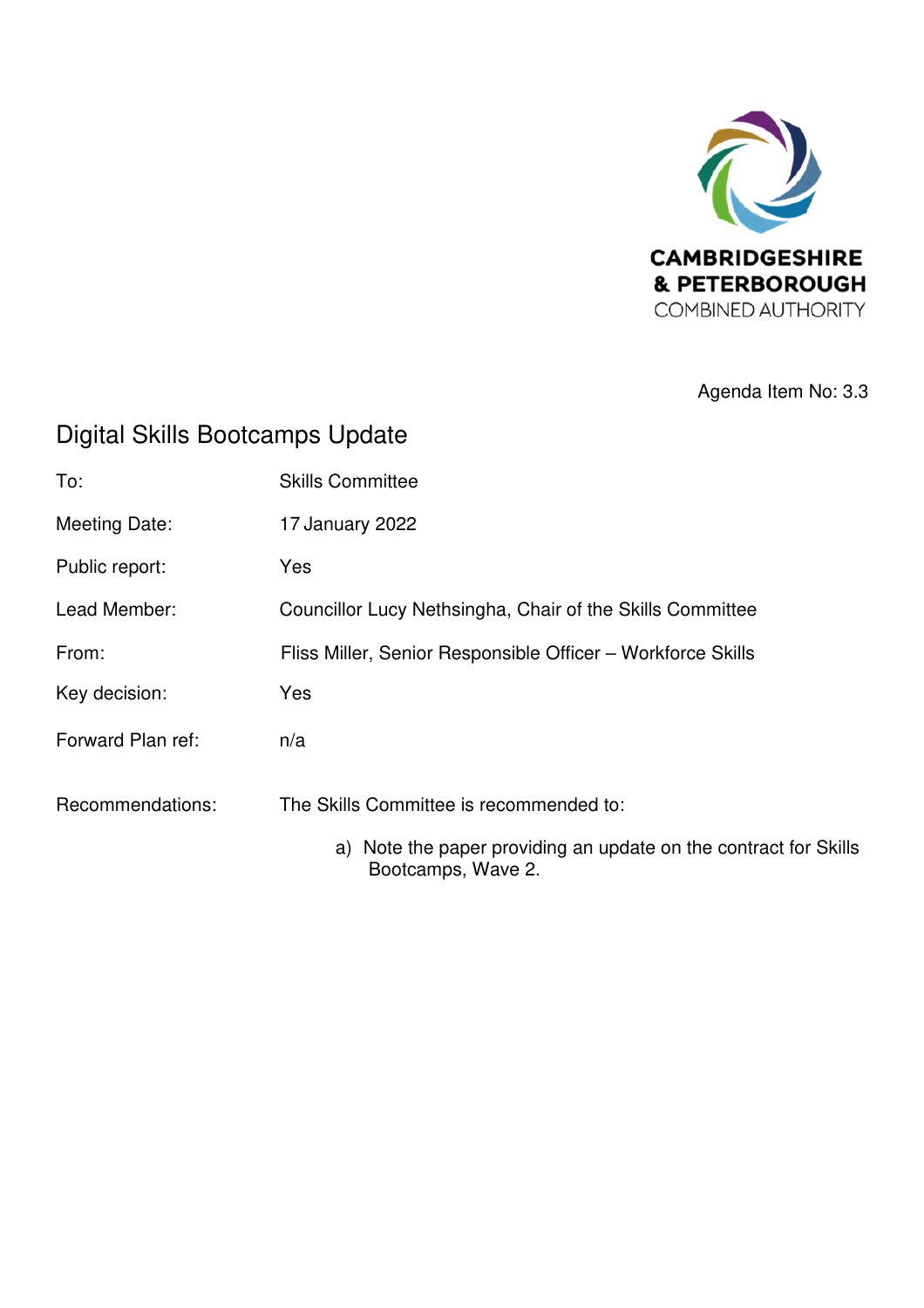CAMBRIDGESHIRE
& PETERBOROUGH
COMBINED AUTHORITY

Agenda Item No: 3.3

# Digital Skills Bootcamps Update

| | |
|---|---|
| To: | Skills Committee |
| Meeting Date: | 17 January 2022 |
| Public report: | Yes |
| Lead Member: | Councillor Lucy Nethsingha, Chair of the Skills Committee |
| From: | Fliss Miller, Senior Responsible Officer – Workforce Skills |
| Key decision: | Yes |
| Forward Plan ref: | n/a |
| Recommendations: | The Skills Committee is recommended to: |

a) Note the paper providing an update on the contract for Skills Bootcamps, Wave 2.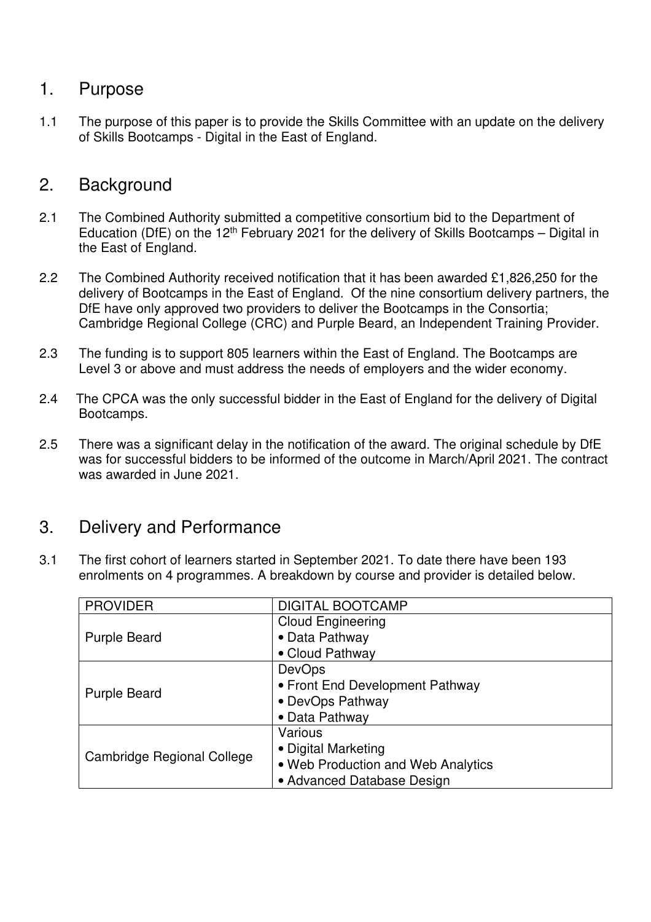## 1. Purpose

1.1 The purpose of this paper is to provide the Skills Committee with an update on the delivery of Skills Bootcamps - Digital in the East of England.

## 2. Background

2.1 The Combined Authority submitted a competitive consortium bid to the Department of Education (DfE) on the 12th February 2021 for the delivery of Skills Bootcamps – Digital in the East of England.

2.2 The Combined Authority received notification that it has been awarded £1,826,250 for the delivery of Bootcamps in the East of England. Of the nine consortium delivery partners, the DfE have only approved two providers to deliver the Bootcamps in the Consortia; Cambridge Regional College (CRC) and Purple Beard, an Independent Training Provider.

2.3 The funding is to support 805 learners within the East of England. The Bootcamps are Level 3 or above and must address the needs of employers and the wider economy.

2.4 The CPCA was the only successful bidder in the East of England for the delivery of Digital Bootcamps.

2.5 There was a significant delay in the notification of the award. The original schedule by DfE was for successful bidders to be informed of the outcome in March/April 2021. The contract was awarded in June 2021.

## 3. Delivery and Performance

3.1 The first cohort of learners started in September 2021. To date there have been 193 enrolments on 4 programmes. A breakdown by course and provider is detailed below.

| PROVIDER | DIGITAL BOOTCAMP |
|---|---|
| Purple Beard | Cloud Engineering<br>• Data Pathway<br>• Cloud Pathway |
| Purple Beard | DevOps<br>• Front End Development Pathway<br>• DevOps Pathway<br>• Data Pathway |
| Cambridge Regional College | Various<br>• Digital Marketing<br>• Web Production and Web Analytics<br>• Advanced Database Design |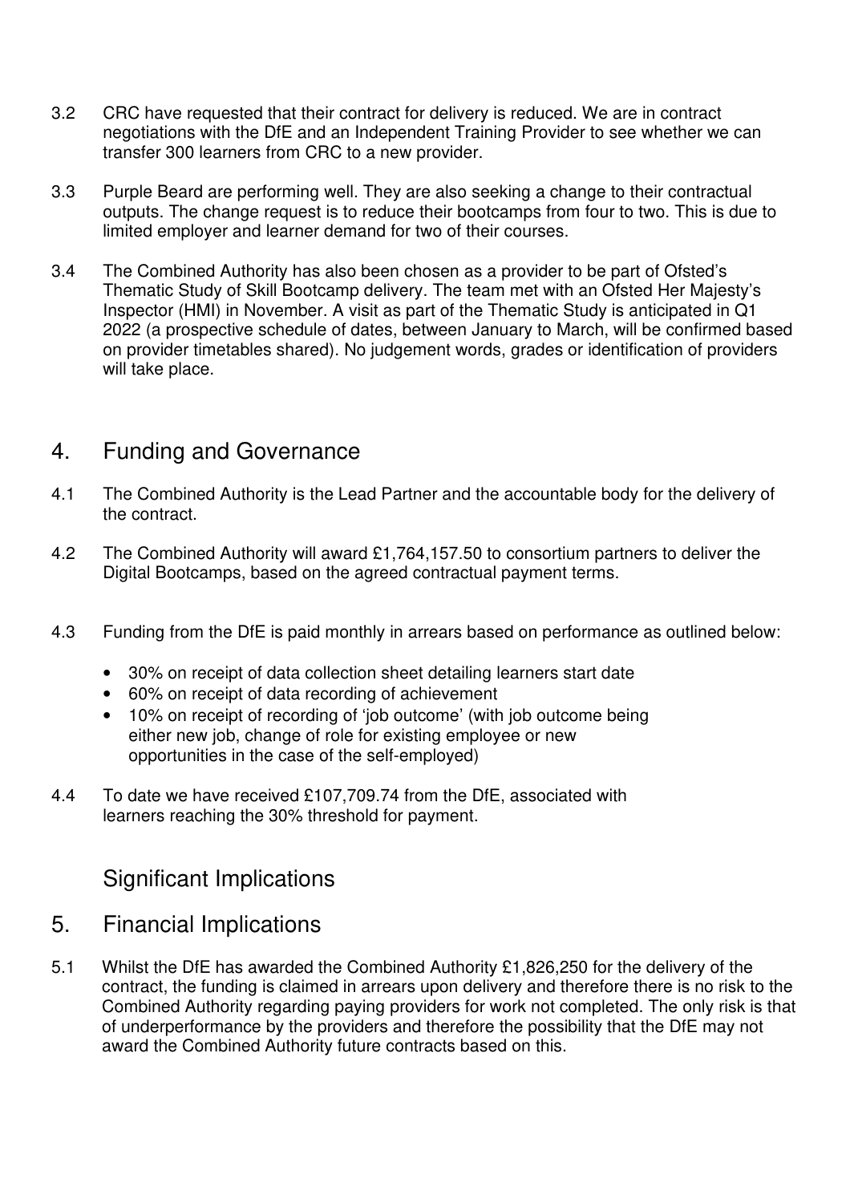3.2 CRC have requested that their contract for delivery is reduced. We are in contract negotiations with the DfE and an Independent Training Provider to see whether we can transfer 300 learners from CRC to a new provider.

3.3 Purple Beard are performing well. They are also seeking a change to their contractual outputs. The change request is to reduce their bootcamps from four to two. This is due to limited employer and learner demand for two of their courses.

3.4 The Combined Authority has also been chosen as a provider to be part of Ofsted's Thematic Study of Skill Bootcamp delivery. The team met with an Ofsted Her Majesty's Inspector (HMI) in November. A visit as part of the Thematic Study is anticipated in Q1 2022 (a prospective schedule of dates, between January to March, will be confirmed based on provider timetables shared). No judgement words, grades or identification of providers will take place.

## 4. Funding and Governance

4.1 The Combined Authority is the Lead Partner and the accountable body for the delivery of the contract.

4.2 The Combined Authority will award £1,764,157.50 to consortium partners to deliver the Digital Bootcamps, based on the agreed contractual payment terms.

4.3 Funding from the DfE is paid monthly in arrears based on performance as outlined below:

- 30% on receipt of data collection sheet detailing learners start date
- 60% on receipt of data recording of achievement
- 10% on receipt of recording of 'job outcome' (with job outcome being either new job, change of role for existing employee or new opportunities in the case of the self-employed)

4.4 To date we have received £107,709.74 from the DfE, associated with learners reaching the 30% threshold for payment.

## Significant Implications

## 5. Financial Implications

5.1 Whilst the DfE has awarded the Combined Authority £1,826,250 for the delivery of the contract, the funding is claimed in arrears upon delivery and therefore there is no risk to the Combined Authority regarding paying providers for work not completed. The only risk is that of underperformance by the providers and therefore the possibility that the DfE may not award the Combined Authority future contracts based on this.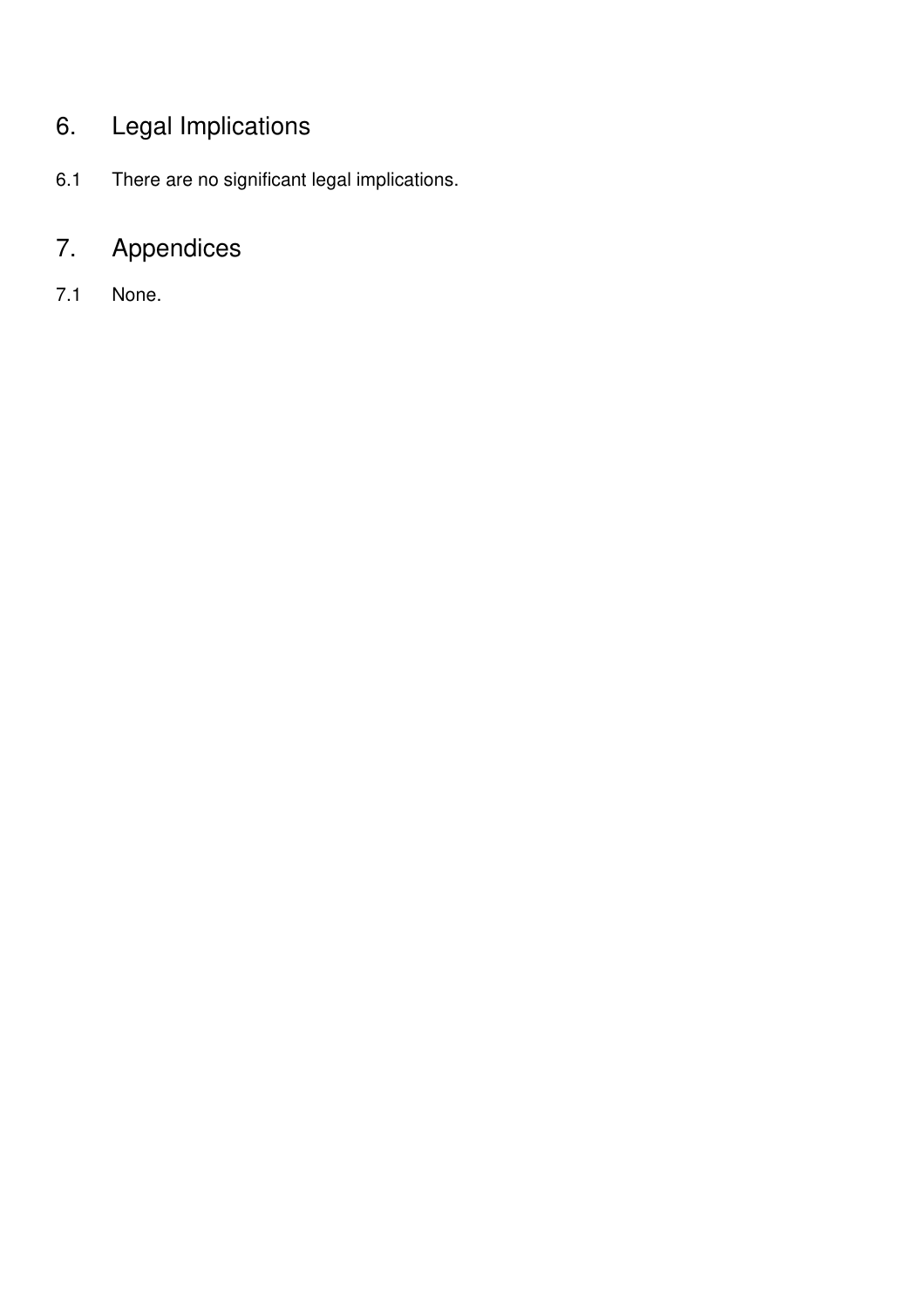## 6. Legal Implications

6.1 There are no significant legal implications.

## 7. Appendices

7.1 None.